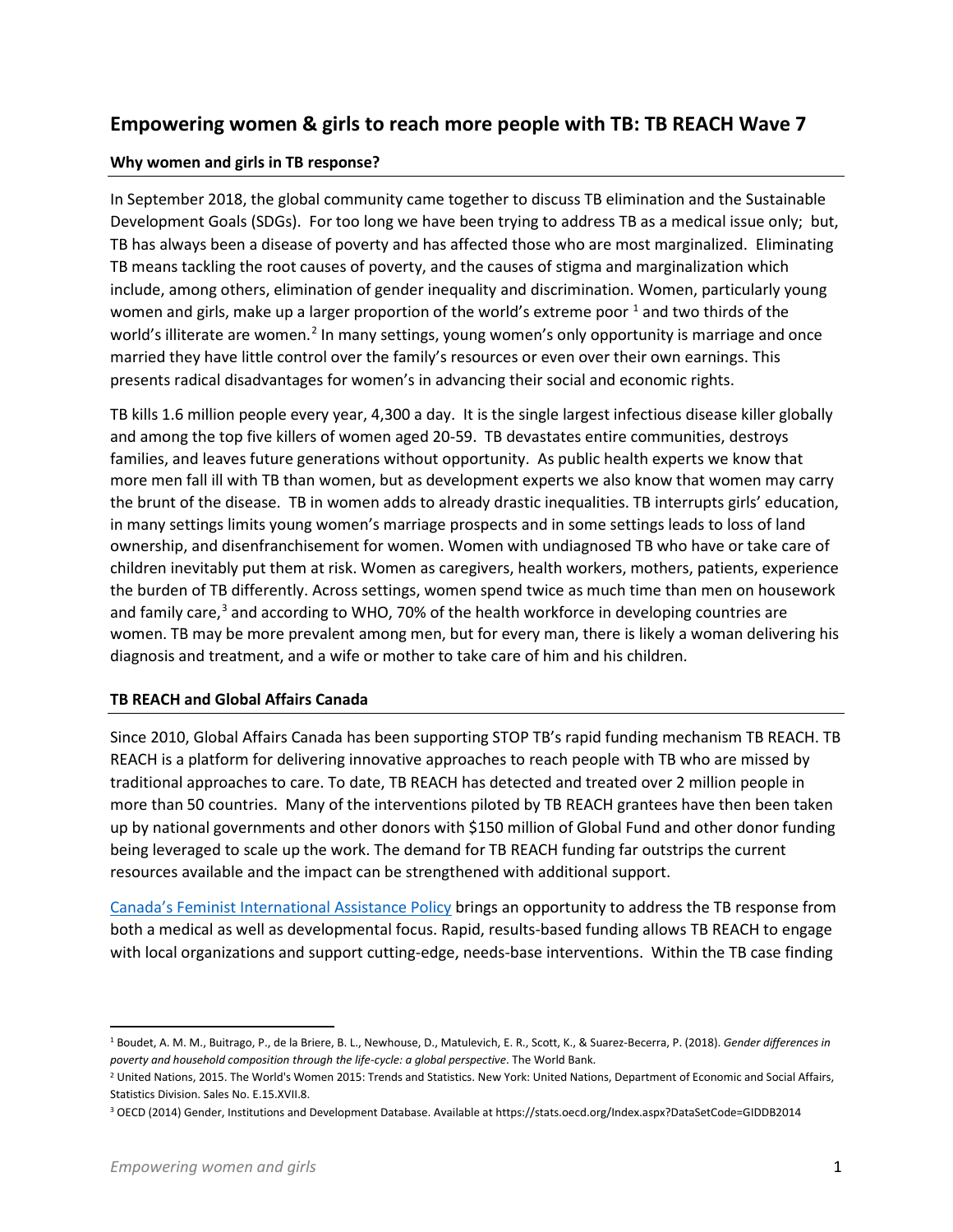## Empowering women & girls to reach more people with TB: TB REACH Wave 7

### Why women and girls in TB response?

In September 2018, the global community came together to discuss TB elimination and the Sustainable Development Goals (SDGs). For too long we have been trying to address TB as a medical issue only; but, TB has always been a disease of poverty and has affected those who are most marginalized. Eliminating TB means tackling the root causes of poverty, and the causes of stigma and marginalization which include, among others, elimination of gender inequality and discrimination. Women, particularly young women and girls, make up a larger proportion of the world's extreme poor [1] and two thirds of the world's illiterate are women.[2] In many settings, young women's only opportunity is marriage and once married they have little control over the family's resources or even over their own earnings. This presents radical disadvantages for women's in advancing their social and economic rights.

TB kills 1.6 million people every year, 4,300 a day. It is the single largest infectious disease killer globally and among the top five killers of women aged 20-59. TB devastates entire communities, destroys families, and leaves future generations without opportunity. As public health experts we know that more men fall ill with TB than women, but as development experts we also know that women may carry the brunt of the disease. TB in women adds to already drastic inequalities. TB interrupts girls' education, in many settings limits young women's marriage prospects and in some settings leads to loss of land ownership, and disenfranchisement for women. Women with undiagnosed TB who have or take care of children inevitably put them at risk. Women as caregivers, health workers, mothers, patients, experience the burden of TB differently. Across settings, women spend twice as much time than men on housework and family care,[3] and according to WHO, 70% of the health workforce in developing countries are women. TB may be more prevalent among men, but for every man, there is likely a woman delivering his diagnosis and treatment, and a wife or mother to take care of him and his children.

### TB REACH and Global Affairs Canada

Since 2010, Global Affairs Canada has been supporting STOP TB's rapid funding mechanism TB REACH. TB REACH is a platform for delivering innovative approaches to reach people with TB who are missed by traditional approaches to care. To date, TB REACH has detected and treated over 2 million people in more than 50 countries. Many of the interventions piloted by TB REACH grantees have then been taken up by national governments and other donors with $150 million of Global Fund and other donor funding being leveraged to scale up the work. The demand for TB REACH funding far outstrips the current resources available and the impact can be strengthened with additional support.

Canada's Feminist International Assistance Policy brings an opportunity to address the TB response from both a medical as well as developmental focus. Rapid, results-based funding allows TB REACH to engage with local organizations and support cutting-edge, needs-base interventions. Within the TB case finding

---

[1] Boudet, A. M. M., Buitrago, P., de la Briere, B. L., Newhouse, D., Matulevich, E. R., Scott, K., & Suarez-Becerra, P. (2018). *Gender differences in poverty and household composition through the life-cycle: a global perspective*. The World Bank.

[2] United Nations, 2015. The World's Women 2015: Trends and Statistics. New York: United Nations, Department of Economic and Social Affairs, Statistics Division. Sales No. E.15.XVII.8.

[3] OECD (2014) Gender, Institutions and Development Database. Available at https://stats.oecd.org/Index.aspx?DataSetCode=GIDDB2014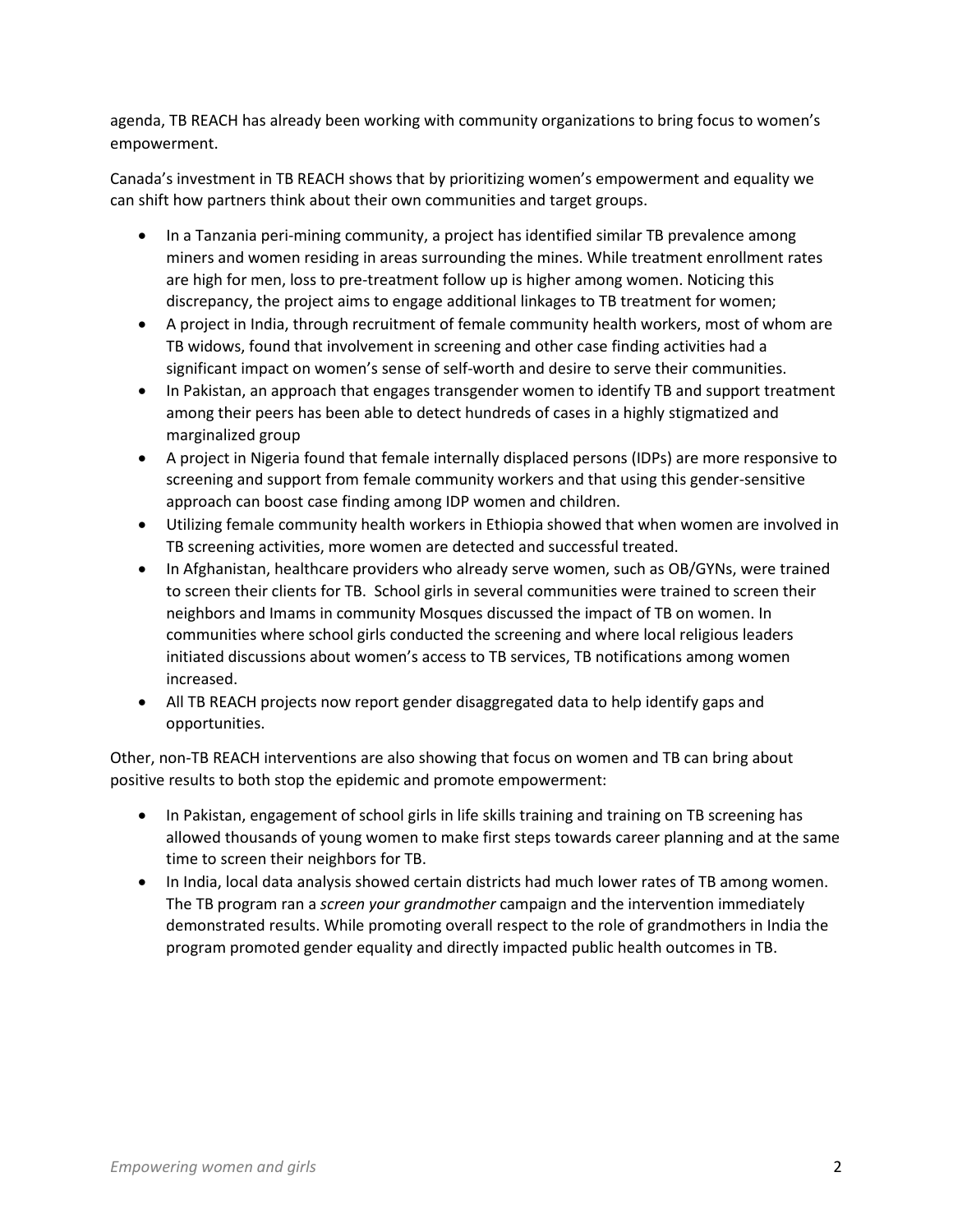agenda, TB REACH has already been working with community organizations to bring focus to women's empowerment.

Canada's investment in TB REACH shows that by prioritizing women's empowerment and equality we can shift how partners think about their own communities and target groups.

- In a Tanzania peri-mining community, a project has identified similar TB prevalence among miners and women residing in areas surrounding the mines. While treatment enrollment rates are high for men, loss to pre-treatment follow up is higher among women. Noticing this discrepancy, the project aims to engage additional linkages to TB treatment for women;
- A project in India, through recruitment of female community health workers, most of whom are TB widows, found that involvement in screening and other case finding activities had a significant impact on women's sense of self-worth and desire to serve their communities.
- In Pakistan, an approach that engages transgender women to identify TB and support treatment among their peers has been able to detect hundreds of cases in a highly stigmatized and marginalized group
- A project in Nigeria found that female internally displaced persons (IDPs) are more responsive to screening and support from female community workers and that using this gender-sensitive approach can boost case finding among IDP women and children.
- Utilizing female community health workers in Ethiopia showed that when women are involved in TB screening activities, more women are detected and successful treated.
- In Afghanistan, healthcare providers who already serve women, such as OB/GYNs, were trained to screen their clients for TB. School girls in several communities were trained to screen their neighbors and Imams in community Mosques discussed the impact of TB on women. In communities where school girls conducted the screening and where local religious leaders initiated discussions about women's access to TB services, TB notifications among women increased.
- All TB REACH projects now report gender disaggregated data to help identify gaps and opportunities.

Other, non-TB REACH interventions are also showing that focus on women and TB can bring about positive results to both stop the epidemic and promote empowerment:

- In Pakistan, engagement of school girls in life skills training and training on TB screening has allowed thousands of young women to make first steps towards career planning and at the same time to screen their neighbors for TB.
- In India, local data analysis showed certain districts had much lower rates of TB among women. The TB program ran a *screen your grandmother* campaign and the intervention immediately demonstrated results. While promoting overall respect to the role of grandmothers in India the program promoted gender equality and directly impacted public health outcomes in TB.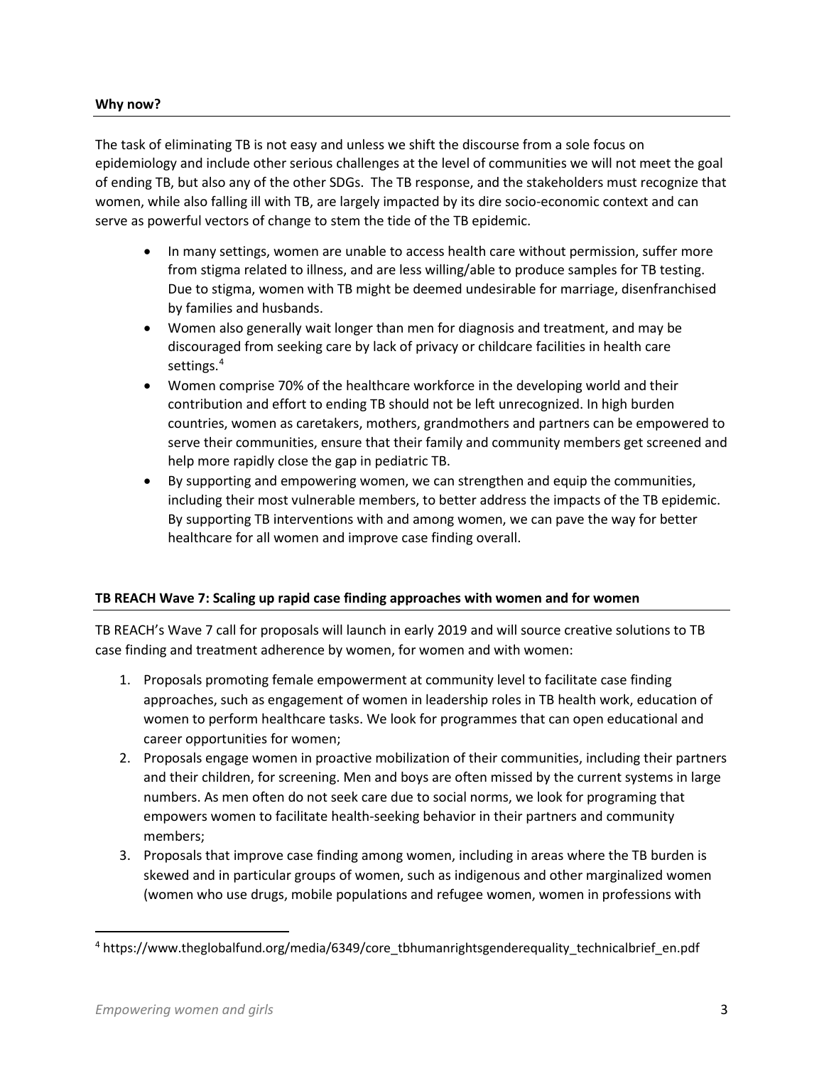**Why now?**

The task of eliminating TB is not easy and unless we shift the discourse from a sole focus on epidemiology and include other serious challenges at the level of communities we will not meet the goal of ending TB, but also any of the other SDGs. The TB response, and the stakeholders must recognize that women, while also falling ill with TB, are largely impacted by its dire socio-economic context and can serve as powerful vectors of change to stem the tide of the TB epidemic.

- In many settings, women are unable to access health care without permission, suffer more from stigma related to illness, and are less willing/able to produce samples for TB testing. Due to stigma, women with TB might be deemed undesirable for marriage, disenfranchised by families and husbands.
- Women also generally wait longer than men for diagnosis and treatment, and may be discouraged from seeking care by lack of privacy or childcare facilities in health care settings.[4]
- Women comprise 70% of the healthcare workforce in the developing world and their contribution and effort to ending TB should not be left unrecognized. In high burden countries, women as caretakers, mothers, grandmothers and partners can be empowered to serve their communities, ensure that their family and community members get screened and help more rapidly close the gap in pediatric TB.
- By supporting and empowering women, we can strengthen and equip the communities, including their most vulnerable members, to better address the impacts of the TB epidemic. By supporting TB interventions with and among women, we can pave the way for better healthcare for all women and improve case finding overall.

**TB REACH Wave 7: Scaling up rapid case finding approaches with women and for women**

TB REACH's Wave 7 call for proposals will launch in early 2019 and will source creative solutions to TB case finding and treatment adherence by women, for women and with women:

1. Proposals promoting female empowerment at community level to facilitate case finding approaches, such as engagement of women in leadership roles in TB health work, education of women to perform healthcare tasks. We look for programmes that can open educational and career opportunities for women;
2. Proposals engage women in proactive mobilization of their communities, including their partners and their children, for screening. Men and boys are often missed by the current systems in large numbers. As men often do not seek care due to social norms, we look for programing that empowers women to facilitate health-seeking behavior in their partners and community members;
3. Proposals that improve case finding among women, including in areas where the TB burden is skewed and in particular groups of women, such as indigenous and other marginalized women (women who use drugs, mobile populations and refugee women, women in professions with

[4] https://www.theglobalfund.org/media/6349/core_tbhumanrightsgenderequality_technicalbrief_en.pdf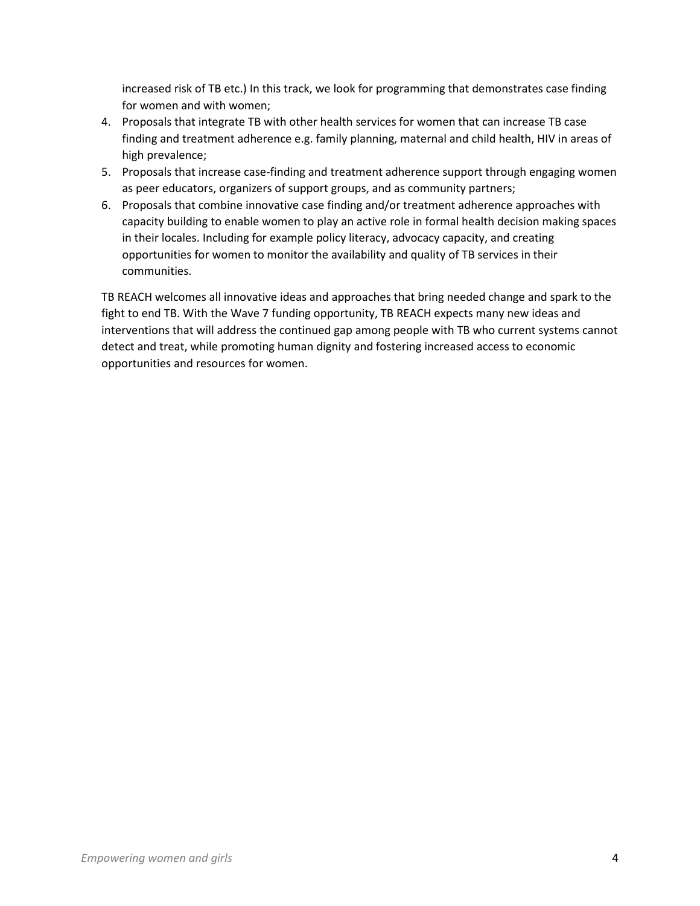increased risk of TB etc.) In this track, we look for programming that demonstrates case finding for women and with women;

4. Proposals that integrate TB with other health services for women that can increase TB case finding and treatment adherence e.g. family planning, maternal and child health, HIV in areas of high prevalence;
5. Proposals that increase case-finding and treatment adherence support through engaging women as peer educators, organizers of support groups, and as community partners;
6. Proposals that combine innovative case finding and/or treatment adherence approaches with capacity building to enable women to play an active role in formal health decision making spaces in their locales. Including for example policy literacy, advocacy capacity, and creating opportunities for women to monitor the availability and quality of TB services in their communities.

TB REACH welcomes all innovative ideas and approaches that bring needed change and spark to the fight to end TB. With the Wave 7 funding opportunity, TB REACH expects many new ideas and interventions that will address the continued gap among people with TB who current systems cannot detect and treat, while promoting human dignity and fostering increased access to economic opportunities and resources for women.